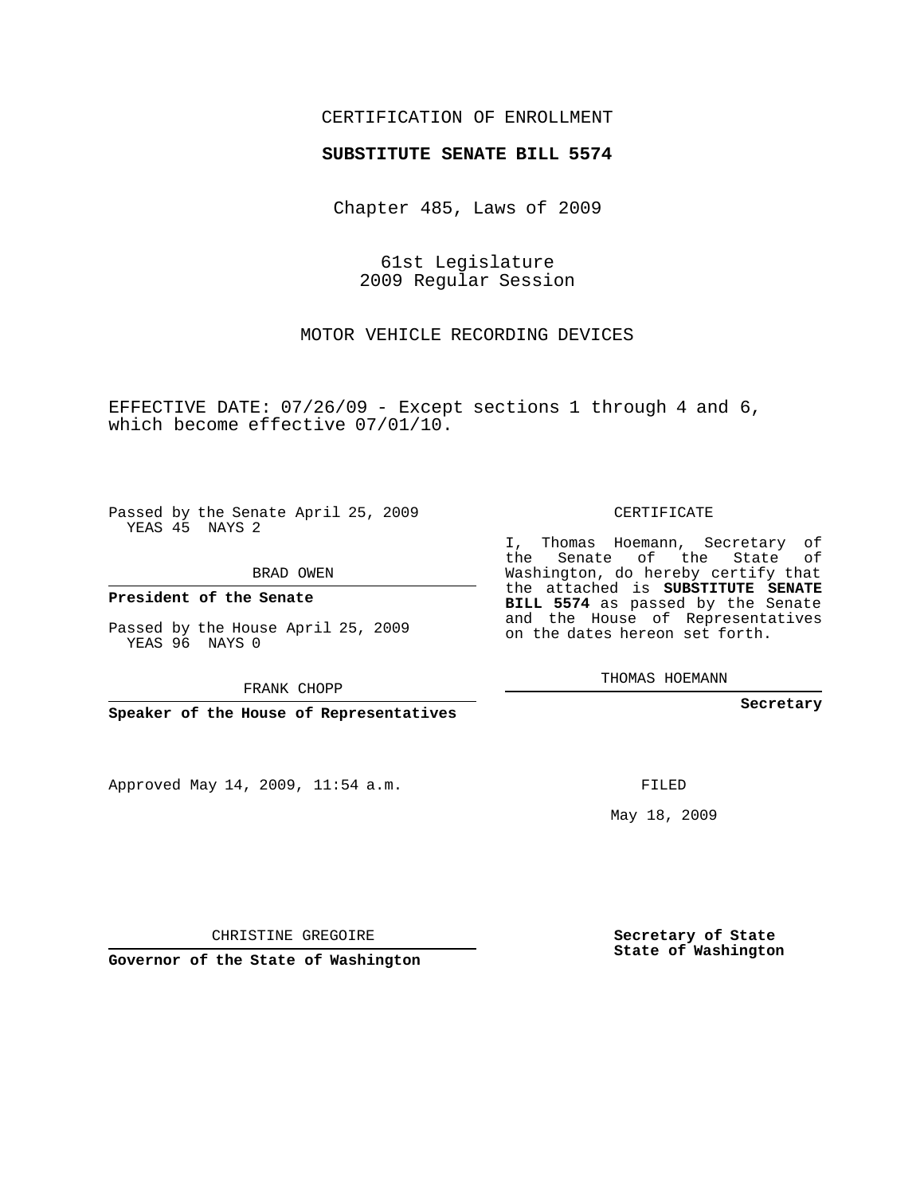CERTIFICATION OF ENROLLMENT

**SUBSTITUTE SENATE BILL 5574**

Chapter 485, Laws of 2009

61st Legislature
2009 Regular Session

MOTOR VEHICLE RECORDING DEVICES

EFFECTIVE DATE: 07/26/09 - Except sections 1 through 4 and 6, which become effective 07/01/10.

Passed by the Senate April 25, 2009
YEAS 45 NAYS 2

BRAD OWEN

**President of the Senate**

Passed by the House April 25, 2009
YEAS 96 NAYS 0

FRANK CHOPP

**Speaker of the House of Representatives**

CERTIFICATE

I, Thomas Hoemann, Secretary of the Senate of the State of Washington, do hereby certify that the attached is **SUBSTITUTE SENATE BILL 5574** as passed by the Senate and the House of Representatives on the dates hereon set forth.

THOMAS HOEMANN

**Secretary**

Approved May 14, 2009, 11:54 a.m.

FILED

May 18, 2009

CHRISTINE GREGOIRE

**Governor of the State of Washington**

**Secretary of State**
**State of Washington**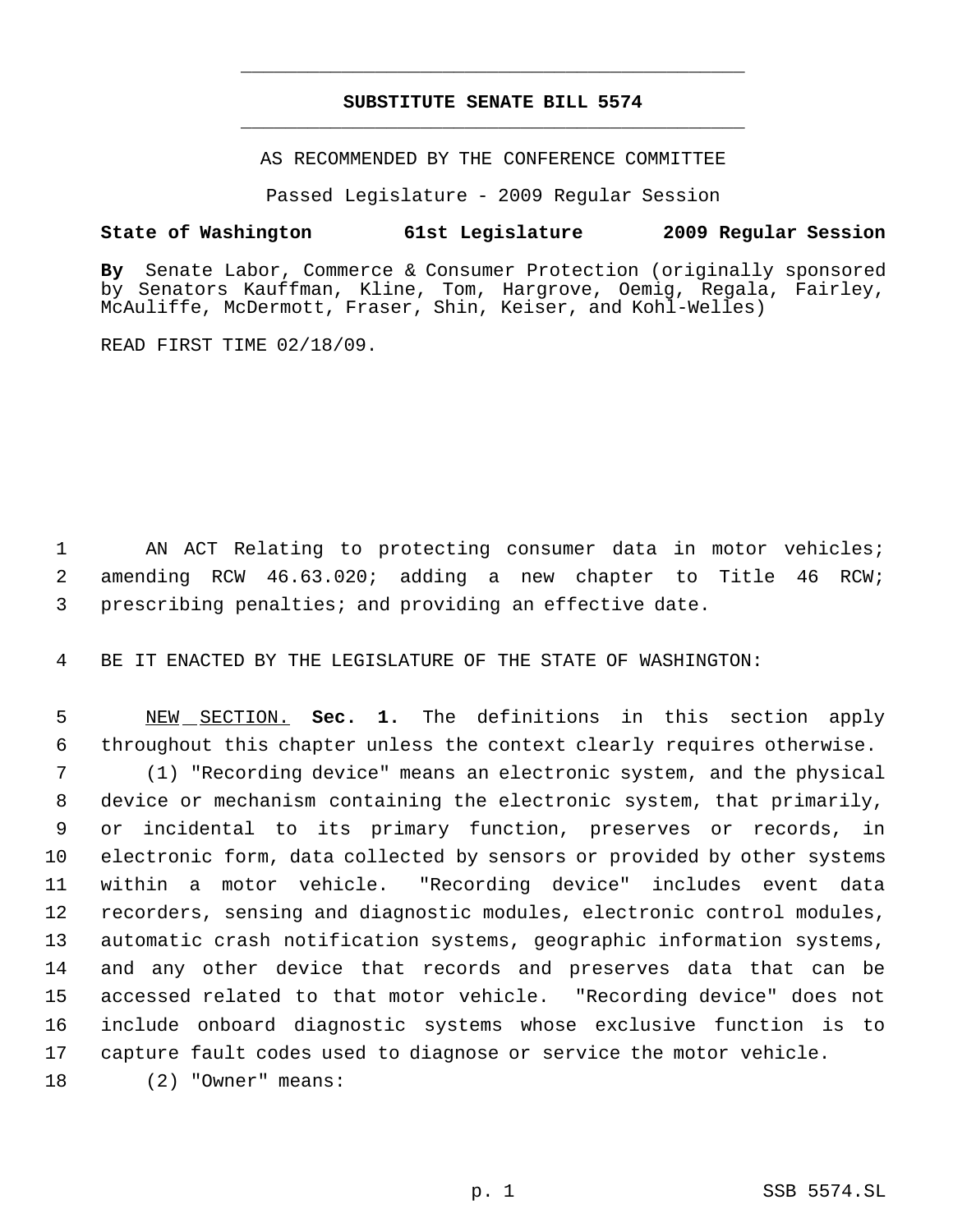# SUBSTITUTE SENATE BILL 5574

AS RECOMMENDED BY THE CONFERENCE COMMITTEE

Passed Legislature - 2009 Regular Session

**State of Washington 61st Legislature 2009 Regular Session**

**By** Senate Labor, Commerce & Consumer Protection (originally sponsored by Senators Kauffman, Kline, Tom, Hargrove, Oemig, Regala, Fairley, McAuliffe, McDermott, Fraser, Shin, Keiser, and Kohl-Welles)

READ FIRST TIME 02/18/09.

AN ACT Relating to protecting consumer data in motor vehicles; amending RCW 46.63.020; adding a new chapter to Title 46 RCW; prescribing penalties; and providing an effective date.

BE IT ENACTED BY THE LEGISLATURE OF THE STATE OF WASHINGTON:

NEW SECTION. **Sec. 1.** The definitions in this section apply throughout this chapter unless the context clearly requires otherwise.

(1) "Recording device" means an electronic system, and the physical device or mechanism containing the electronic system, that primarily, or incidental to its primary function, preserves or records, in electronic form, data collected by sensors or provided by other systems within a motor vehicle. "Recording device" includes event data recorders, sensing and diagnostic modules, electronic control modules, automatic crash notification systems, geographic information systems, and any other device that records and preserves data that can be accessed related to that motor vehicle. "Recording device" does not include onboard diagnostic systems whose exclusive function is to capture fault codes used to diagnose or service the motor vehicle.

(2) "Owner" means: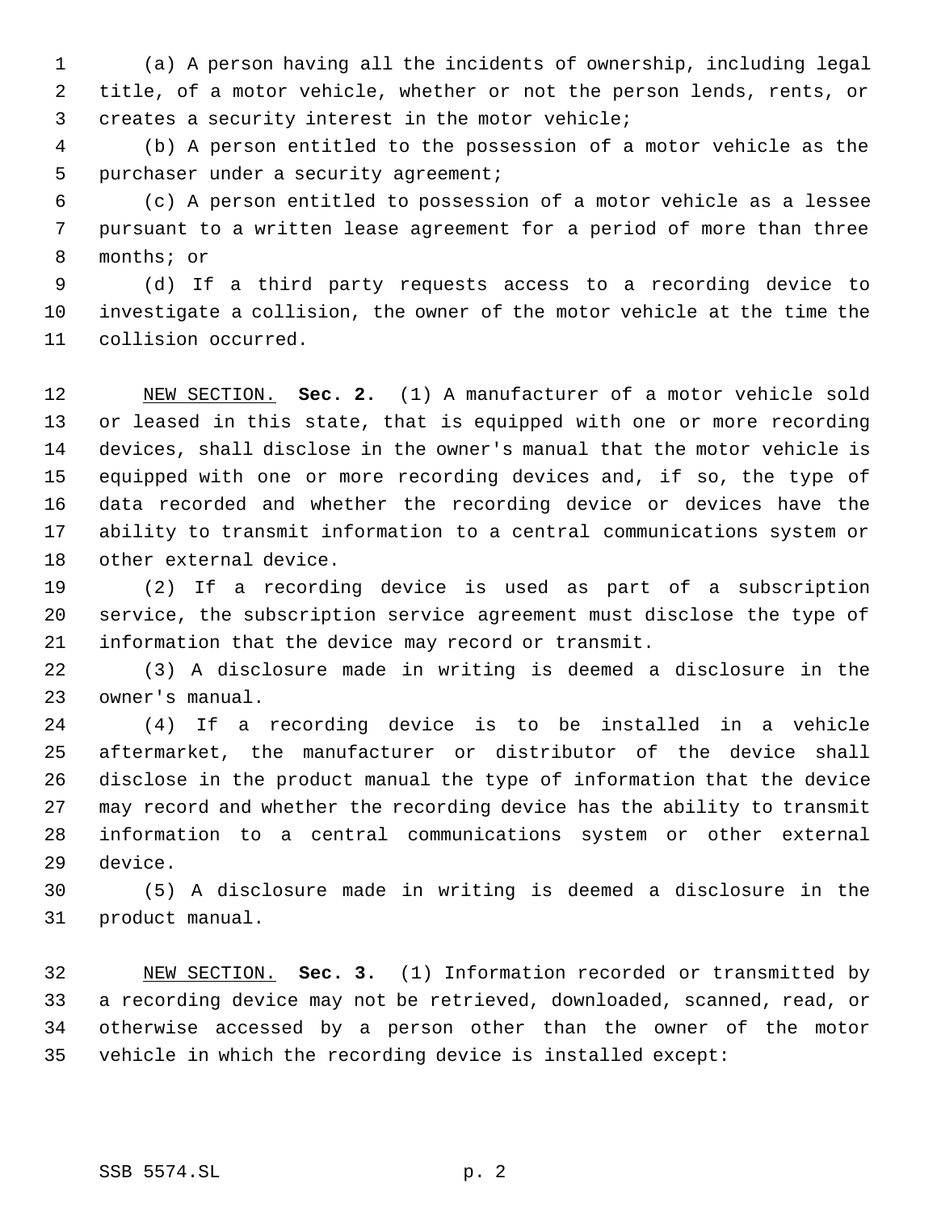(a) A person having all the incidents of ownership, including legal title, of a motor vehicle, whether or not the person lends, rents, or creates a security interest in the motor vehicle;

(b) A person entitled to the possession of a motor vehicle as the purchaser under a security agreement;

(c) A person entitled to possession of a motor vehicle as a lessee pursuant to a written lease agreement for a period of more than three months; or

(d) If a third party requests access to a recording device to investigate a collision, the owner of the motor vehicle at the time the collision occurred.

NEW SECTION. **Sec. 2.** (1) A manufacturer of a motor vehicle sold or leased in this state, that is equipped with one or more recording devices, shall disclose in the owner's manual that the motor vehicle is equipped with one or more recording devices and, if so, the type of data recorded and whether the recording device or devices have the ability to transmit information to a central communications system or other external device.

(2) If a recording device is used as part of a subscription service, the subscription service agreement must disclose the type of information that the device may record or transmit.

(3) A disclosure made in writing is deemed a disclosure in the owner's manual.

(4) If a recording device is to be installed in a vehicle aftermarket, the manufacturer or distributor of the device shall disclose in the product manual the type of information that the device may record and whether the recording device has the ability to transmit information to a central communications system or other external device.

(5) A disclosure made in writing is deemed a disclosure in the product manual.

NEW SECTION. **Sec. 3.** (1) Information recorded or transmitted by a recording device may not be retrieved, downloaded, scanned, read, or otherwise accessed by a person other than the owner of the motor vehicle in which the recording device is installed except: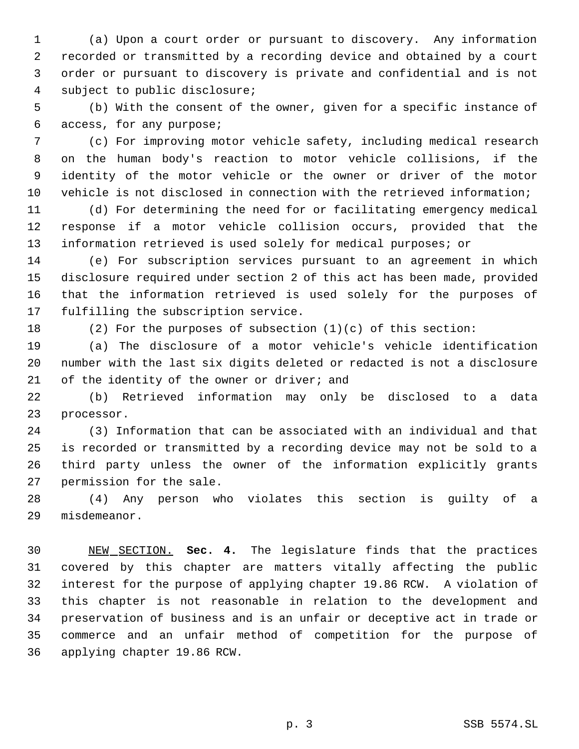(a) Upon a court order or pursuant to discovery. Any information recorded or transmitted by a recording device and obtained by a court order or pursuant to discovery is private and confidential and is not subject to public disclosure;

(b) With the consent of the owner, given for a specific instance of access, for any purpose;

(c) For improving motor vehicle safety, including medical research on the human body's reaction to motor vehicle collisions, if the identity of the motor vehicle or the owner or driver of the motor vehicle is not disclosed in connection with the retrieved information;

(d) For determining the need for or facilitating emergency medical response if a motor vehicle collision occurs, provided that the information retrieved is used solely for medical purposes; or

(e) For subscription services pursuant to an agreement in which disclosure required under section 2 of this act has been made, provided that the information retrieved is used solely for the purposes of fulfilling the subscription service.

(2) For the purposes of subsection (1)(c) of this section:

(a) The disclosure of a motor vehicle's vehicle identification number with the last six digits deleted or redacted is not a disclosure of the identity of the owner or driver; and

(b) Retrieved information may only be disclosed to a data processor.

(3) Information that can be associated with an individual and that is recorded or transmitted by a recording device may not be sold to a third party unless the owner of the information explicitly grants permission for the sale.

(4) Any person who violates this section is guilty of a misdemeanor.

NEW SECTION. **Sec. 4.** The legislature finds that the practices covered by this chapter are matters vitally affecting the public interest for the purpose of applying chapter 19.86 RCW. A violation of this chapter is not reasonable in relation to the development and preservation of business and is an unfair or deceptive act in trade or commerce and an unfair method of competition for the purpose of applying chapter 19.86 RCW.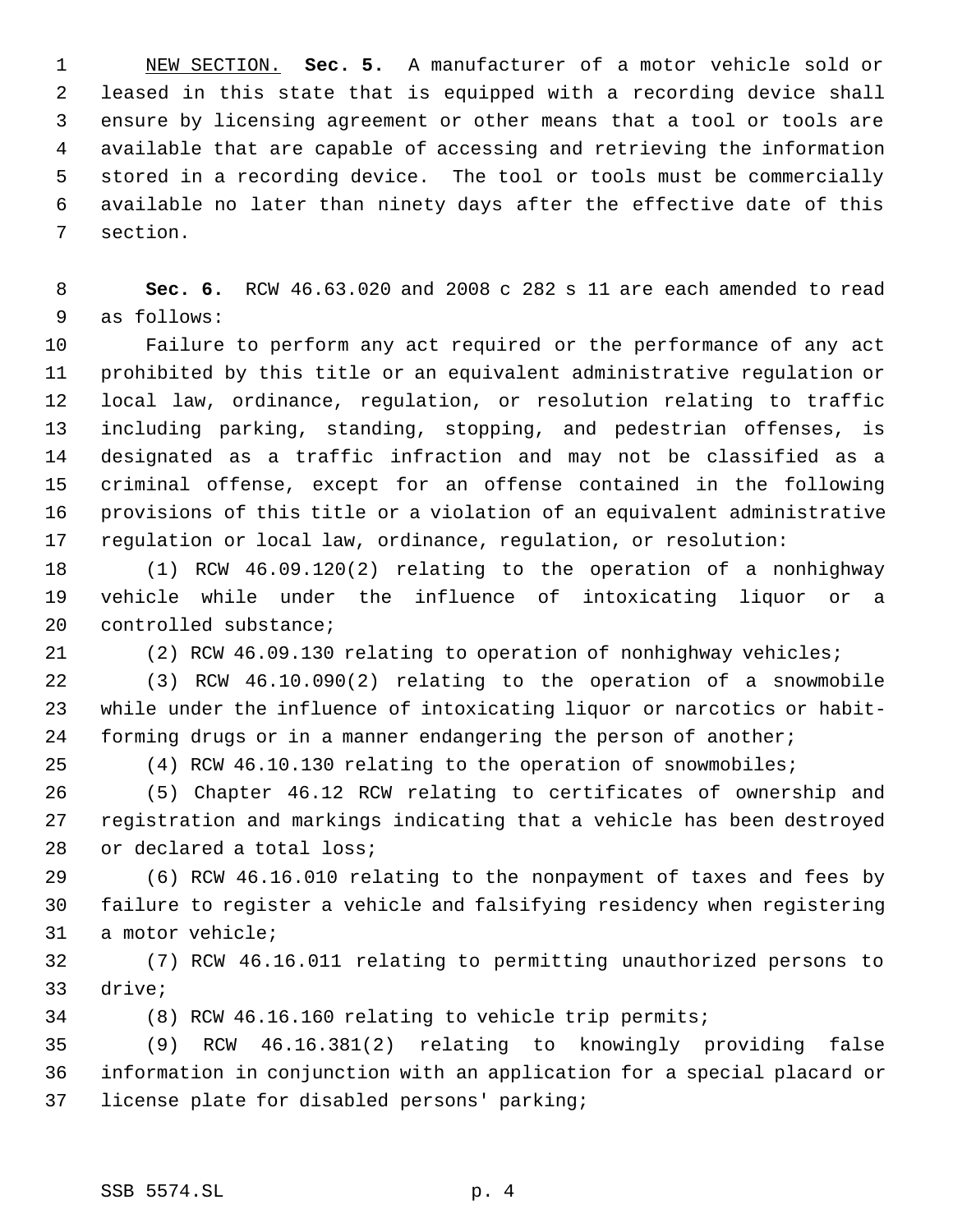NEW SECTION. **Sec. 5.** A manufacturer of a motor vehicle sold or leased in this state that is equipped with a recording device shall ensure by licensing agreement or other means that a tool or tools are available that are capable of accessing and retrieving the information stored in a recording device. The tool or tools must be commercially available no later than ninety days after the effective date of this section.

**Sec. 6.** RCW 46.63.020 and 2008 c 282 s 11 are each amended to read as follows:

Failure to perform any act required or the performance of any act prohibited by this title or an equivalent administrative regulation or local law, ordinance, regulation, or resolution relating to traffic including parking, standing, stopping, and pedestrian offenses, is designated as a traffic infraction and may not be classified as a criminal offense, except for an offense contained in the following provisions of this title or a violation of an equivalent administrative regulation or local law, ordinance, regulation, or resolution:

(1) RCW 46.09.120(2) relating to the operation of a nonhighway vehicle while under the influence of intoxicating liquor or a controlled substance;

(2) RCW 46.09.130 relating to operation of nonhighway vehicles;

(3) RCW 46.10.090(2) relating to the operation of a snowmobile while under the influence of intoxicating liquor or narcotics or habit-forming drugs or in a manner endangering the person of another;

(4) RCW 46.10.130 relating to the operation of snowmobiles;

(5) Chapter 46.12 RCW relating to certificates of ownership and registration and markings indicating that a vehicle has been destroyed or declared a total loss;

(6) RCW 46.16.010 relating to the nonpayment of taxes and fees by failure to register a vehicle and falsifying residency when registering a motor vehicle;

(7) RCW 46.16.011 relating to permitting unauthorized persons to drive;

(8) RCW 46.16.160 relating to vehicle trip permits;

(9) RCW 46.16.381(2) relating to knowingly providing false information in conjunction with an application for a special placard or license plate for disabled persons' parking;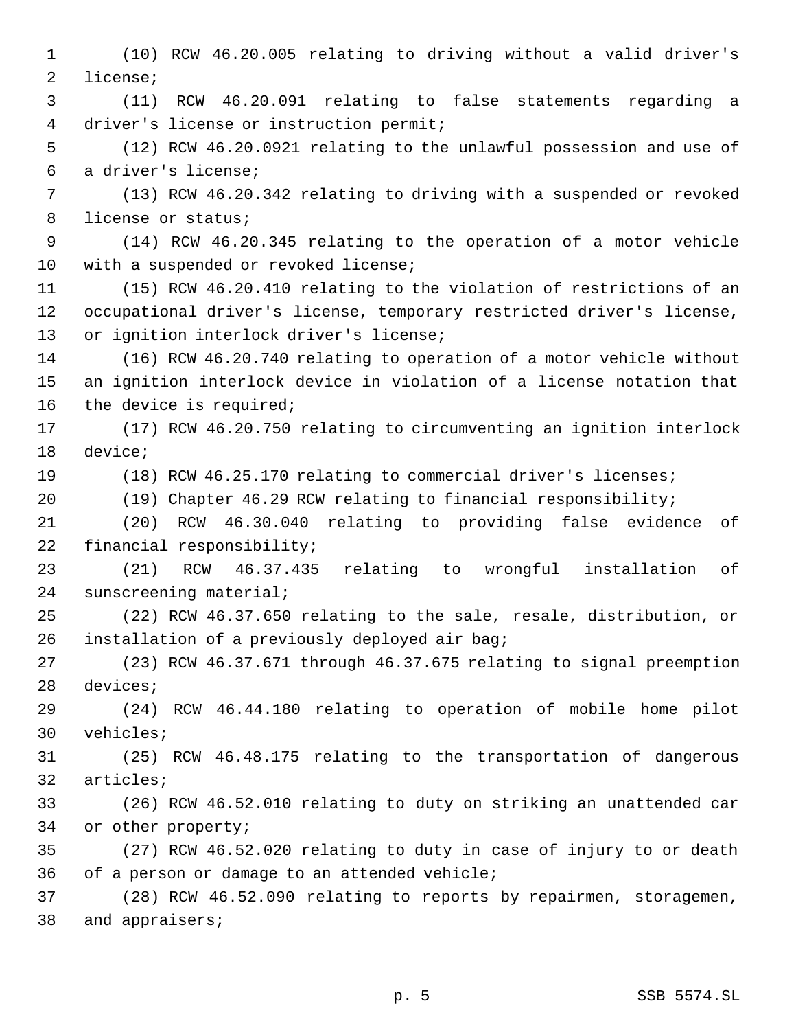(10) RCW 46.20.005 relating to driving without a valid driver's license;

(11) RCW 46.20.091 relating to false statements regarding a driver's license or instruction permit;

(12) RCW 46.20.0921 relating to the unlawful possession and use of a driver's license;

(13) RCW 46.20.342 relating to driving with a suspended or revoked license or status;

(14) RCW 46.20.345 relating to the operation of a motor vehicle with a suspended or revoked license;

(15) RCW 46.20.410 relating to the violation of restrictions of an occupational driver's license, temporary restricted driver's license, or ignition interlock driver's license;

(16) RCW 46.20.740 relating to operation of a motor vehicle without an ignition interlock device in violation of a license notation that the device is required;

(17) RCW 46.20.750 relating to circumventing an ignition interlock device;

(18) RCW 46.25.170 relating to commercial driver's licenses;

(19) Chapter 46.29 RCW relating to financial responsibility;

(20) RCW 46.30.040 relating to providing false evidence of financial responsibility;

(21) RCW 46.37.435 relating to wrongful installation of sunscreening material;

(22) RCW 46.37.650 relating to the sale, resale, distribution, or installation of a previously deployed air bag;

(23) RCW 46.37.671 through 46.37.675 relating to signal preemption devices;

(24) RCW 46.44.180 relating to operation of mobile home pilot vehicles;

(25) RCW 46.48.175 relating to the transportation of dangerous articles;

(26) RCW 46.52.010 relating to duty on striking an unattended car or other property;

(27) RCW 46.52.020 relating to duty in case of injury to or death of a person or damage to an attended vehicle;

(28) RCW 46.52.090 relating to reports by repairmen, storagemen, and appraisers;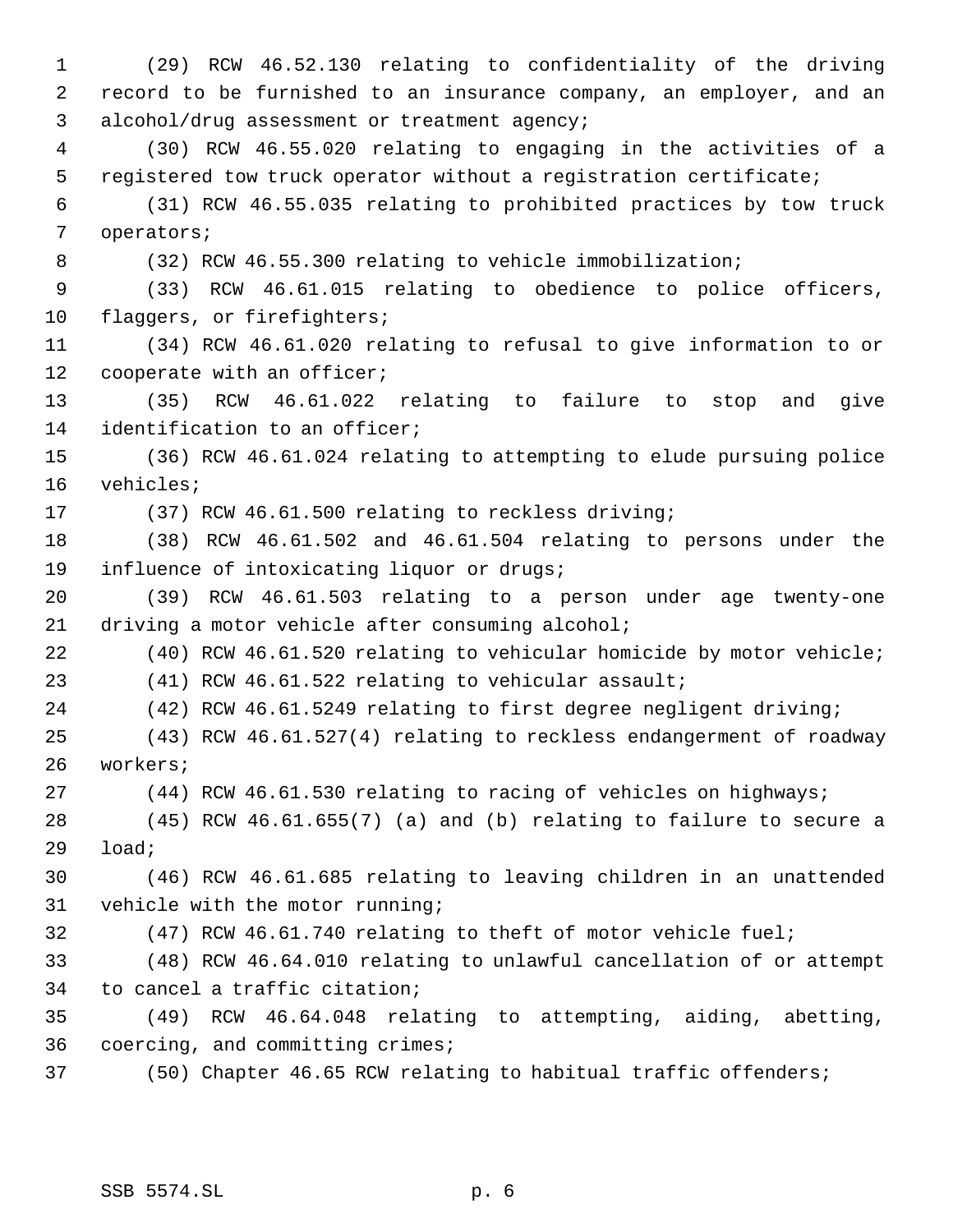(29) RCW 46.52.130 relating to confidentiality of the driving record to be furnished to an insurance company, an employer, and an alcohol/drug assessment or treatment agency;

(30) RCW 46.55.020 relating to engaging in the activities of a registered tow truck operator without a registration certificate;

(31) RCW 46.55.035 relating to prohibited practices by tow truck operators;

(32) RCW 46.55.300 relating to vehicle immobilization;

(33) RCW 46.61.015 relating to obedience to police officers, flaggers, or firefighters;

(34) RCW 46.61.020 relating to refusal to give information to or cooperate with an officer;

(35) RCW 46.61.022 relating to failure to stop and give identification to an officer;

(36) RCW 46.61.024 relating to attempting to elude pursuing police vehicles;

(37) RCW 46.61.500 relating to reckless driving;

(38) RCW 46.61.502 and 46.61.504 relating to persons under the influence of intoxicating liquor or drugs;

(39) RCW 46.61.503 relating to a person under age twenty-one driving a motor vehicle after consuming alcohol;

(40) RCW 46.61.520 relating to vehicular homicide by motor vehicle;

(41) RCW 46.61.522 relating to vehicular assault;

(42) RCW 46.61.5249 relating to first degree negligent driving;

(43) RCW 46.61.527(4) relating to reckless endangerment of roadway workers;

(44) RCW 46.61.530 relating to racing of vehicles on highways;

(45) RCW 46.61.655(7) (a) and (b) relating to failure to secure a load;

(46) RCW 46.61.685 relating to leaving children in an unattended vehicle with the motor running;

(47) RCW 46.61.740 relating to theft of motor vehicle fuel;

(48) RCW 46.64.010 relating to unlawful cancellation of or attempt to cancel a traffic citation;

(49) RCW 46.64.048 relating to attempting, aiding, abetting, coercing, and committing crimes;

(50) Chapter 46.65 RCW relating to habitual traffic offenders;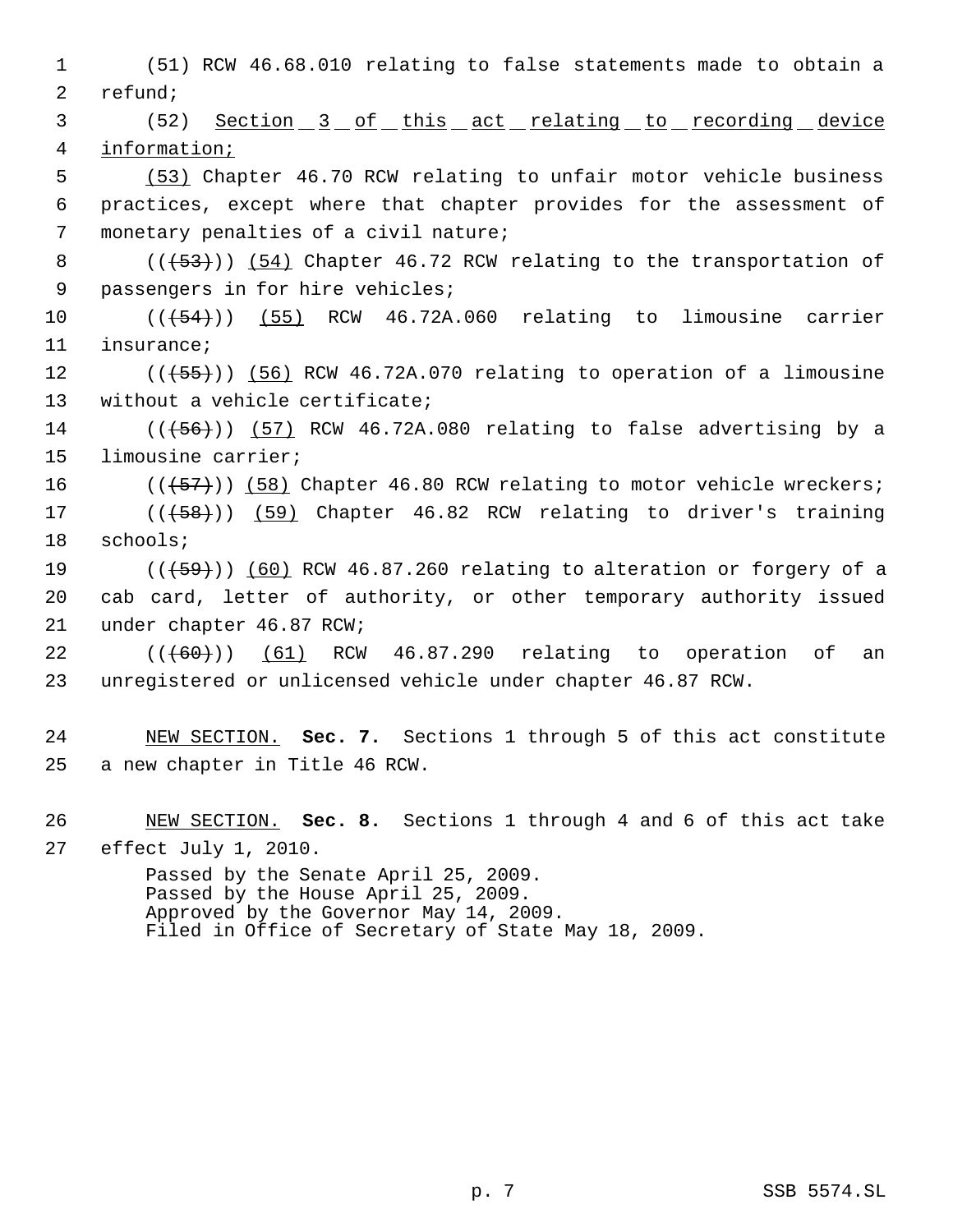(51) RCW 46.68.010 relating to false statements made to obtain a refund;

(52) Section 3 of this act relating to recording device information;

(53) Chapter 46.70 RCW relating to unfair motor vehicle business practices, except where that chapter provides for the assessment of monetary penalties of a civil nature;

(((53))) (54) Chapter 46.72 RCW relating to the transportation of passengers in for hire vehicles;

(((54))) (55) RCW 46.72A.060 relating to limousine carrier insurance;

(((55))) (56) RCW 46.72A.070 relating to operation of a limousine without a vehicle certificate;

(((56))) (57) RCW 46.72A.080 relating to false advertising by a limousine carrier;

(((57))) (58) Chapter 46.80 RCW relating to motor vehicle wreckers;

(((58))) (59) Chapter 46.82 RCW relating to driver's training schools;

(((59))) (60) RCW 46.87.260 relating to alteration or forgery of a cab card, letter of authority, or other temporary authority issued under chapter 46.87 RCW;

(((60))) (61) RCW 46.87.290 relating to operation of an unregistered or unlicensed vehicle under chapter 46.87 RCW.

NEW SECTION. **Sec. 7.** Sections 1 through 5 of this act constitute a new chapter in Title 46 RCW.

NEW SECTION. **Sec. 8.** Sections 1 through 4 and 6 of this act take effect July 1, 2010.

Passed by the Senate April 25, 2009.
Passed by the House April 25, 2009.
Approved by the Governor May 14, 2009.
Filed in Office of Secretary of State May 18, 2009.